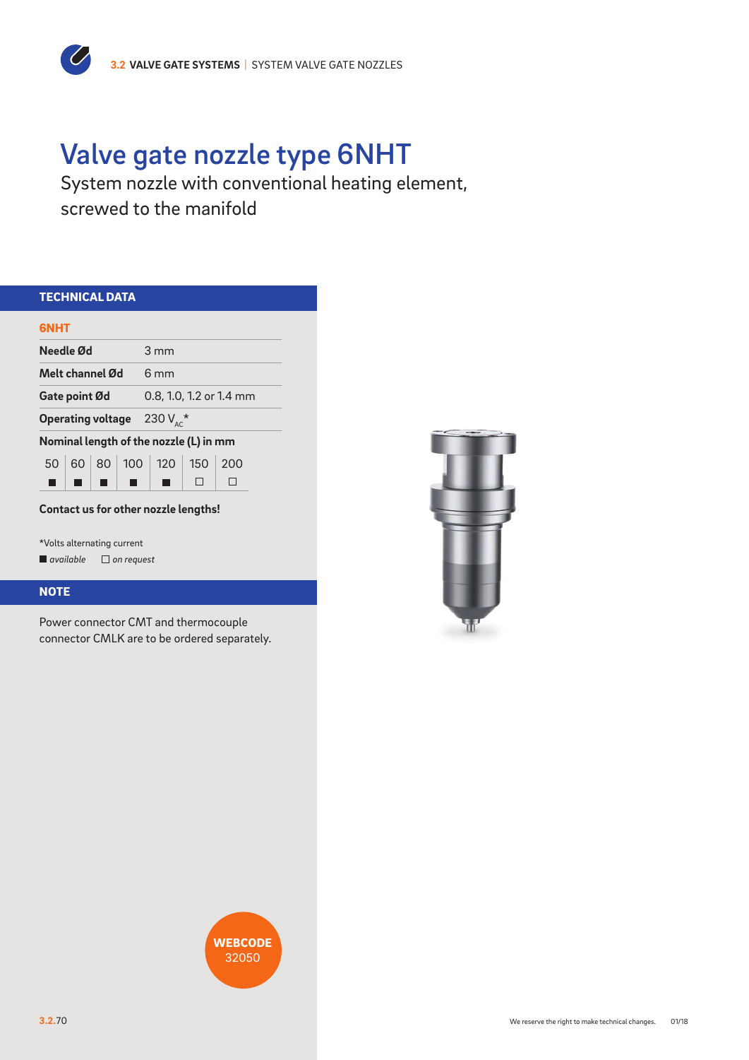# Valve gate nozzle type 6NHT

System nozzle with conventional heating element, screwed to the manifold

## TECHNICAL DATA

**6NHT**

| | |
|---|---|
| **Needle Ød** | 3 mm |
| **Melt channel Ød** | 6 mm |
| **Gate point Ød** | 0.8, 1.0, 1.2 or 1.4 mm |
| **Operating voltage** | 230 $V_{AC}$* |

**Nominal length of the nozzle (L) in mm**

| 50 | 60 | 80 | 100 | 120 | 150 | 200 |
|---|---|---|---|---|---|---|
| ■ | ■ | ■ | ■ | ■ | □ | □ |

**Contact us for other nozzle lengths!**

*Volts alternating current

■ *available* □ *on request*

## NOTE

Power connector CMT and thermocouple connector CMLK are to be ordered separately.

**WEBCODE** 32050

We reserve the right to make technical changes. 01/18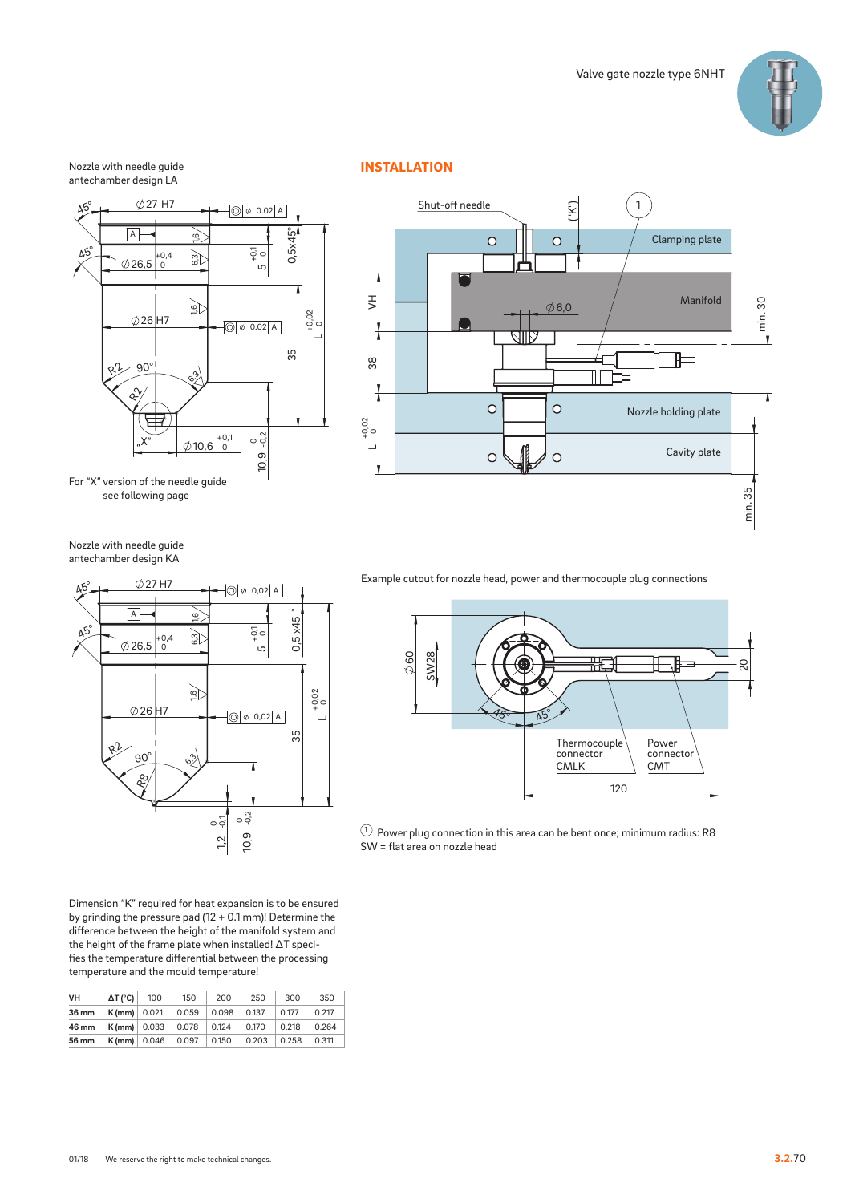Nozzle with needle guide antechamber design LA

For "X" version of the needle guide see following page

Nozzle with needle guide antechamber design KA

## INSTALLATION

Example cutout for nozzle head, power and thermocouple plug connections

① Power plug connection in this area can be bent once; minimum radius: R8
SW = flat area on nozzle head

Dimension "K" required for heat expansion is to be ensured by grinding the pressure pad (12 + 0.1 mm)! Determine the difference between the height of the manifold system and the height of the frame plate when installed! ΔT specifies the temperature differential between the processing temperature and the mould temperature!

| VH | ΔT (°C) | 100 | 150 | 200 | 250 | 300 | 350 |
|---|---|---|---|---|---|---|---|
| **36 mm** | **K (mm)** | 0.021 | 0.059 | 0.098 | 0.137 | 0.177 | 0.217 |
| **46 mm** | **K (mm)** | 0.033 | 0.078 | 0.124 | 0.170 | 0.218 | 0.264 |
| **56 mm** | **K (mm)** | 0.046 | 0.097 | 0.150 | 0.203 | 0.258 | 0.311 |

01/18 We reserve the right to make technical changes.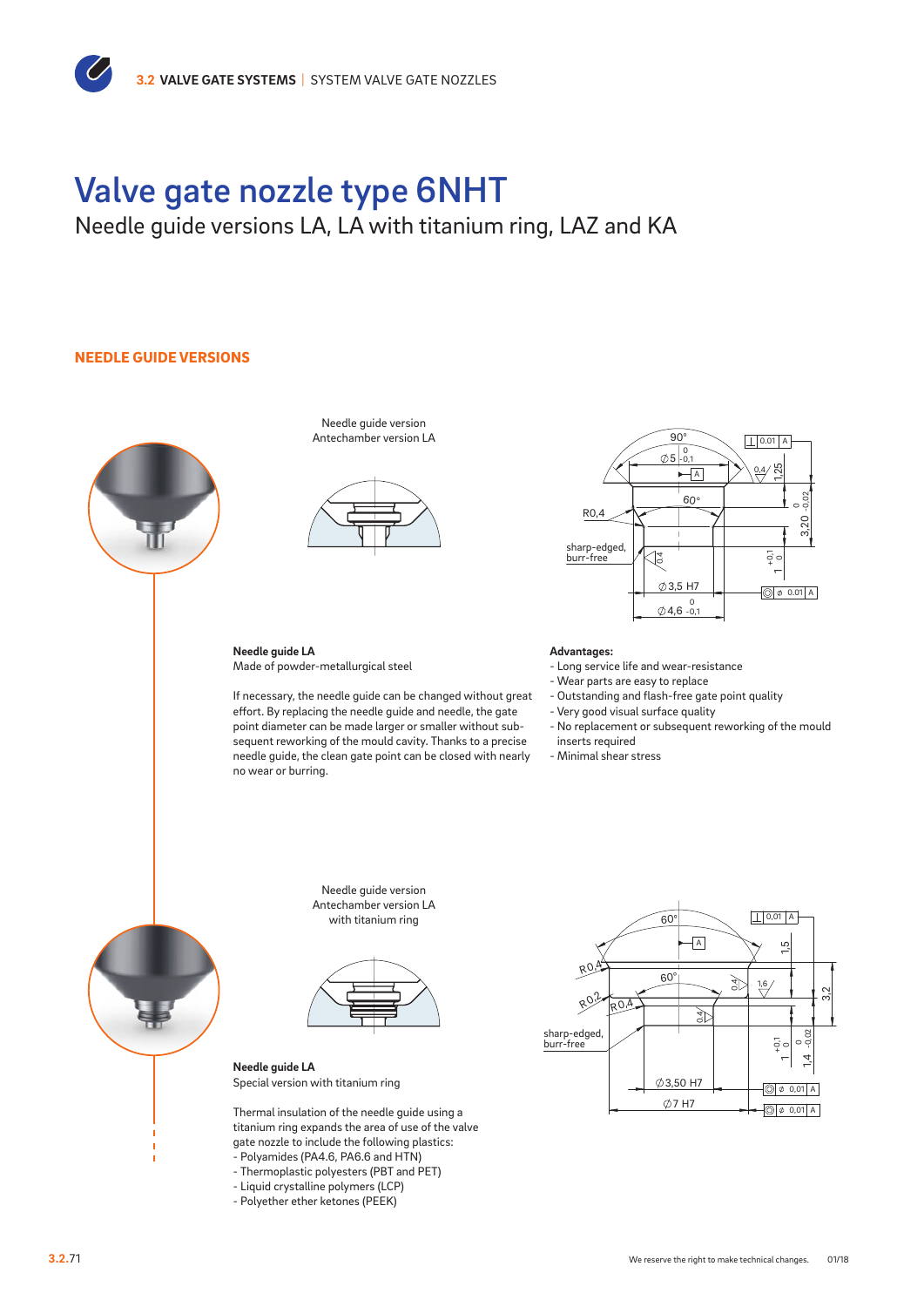# Valve gate nozzle type 6NHT

Needle guide versions LA, LA with titanium ring, LAZ and KA

## NEEDLE GUIDE VERSIONS

Needle guide version
Antechamber version LA

**Needle guide LA**
Made of powder-metallurgical steel

If necessary, the needle guide can be changed without great effort. By replacing the needle guide and needle, the gate point diameter can be made larger or smaller without subsequent reworking of the mould cavity. Thanks to a precise needle guide, the clean gate point can be closed with nearly no wear or burring.

**Advantages:**

- Long service life and wear-resistance
- Wear parts are easy to replace
- Outstanding and flash-free gate point quality
- Very good visual surface quality
- No replacement or subsequent reworking of the mould inserts required
- Minimal shear stress

Needle guide version
Antechamber version LA
with titanium ring

**Needle guide LA**
Special version with titanium ring

Thermal insulation of the needle guide using a titanium ring expands the area of use of the valve gate nozzle to include the following plastics:

- Polyamides (PA4.6, PA6.6 and HTN)
- Thermoplastic polyesters (PBT and PET)
- Liquid crystalline polymers (LCP)
- Polyether ether ketones (PEEK)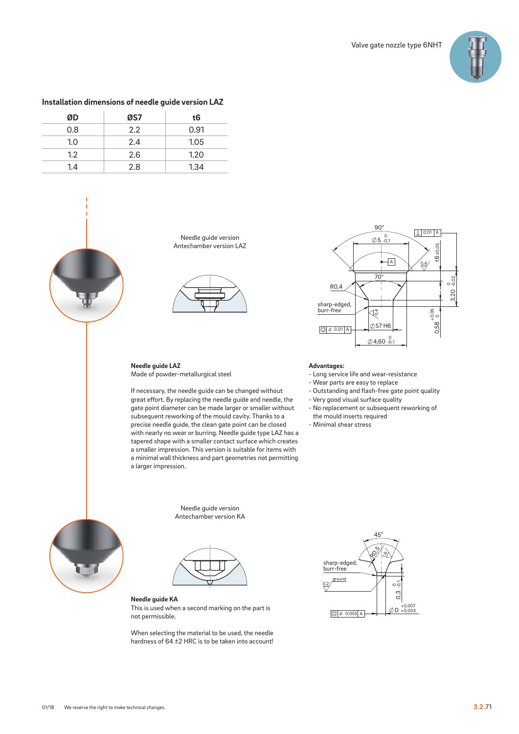## Installation dimensions of needle guide version LAZ

| ØD | ØS7 | t6 |
|---|---|---|
| 0.8 | 2.2 | 0.91 |
| 1.0 | 2.4 | 1.05 |
| 1.2 | 2.6 | 1.20 |
| 1.4 | 2.8 | 1.34 |

Needle guide version
Antechamber version LAZ

90°
⌀5 0 -0,1
⊥ 0.01 A
A
t6±0.05
0,4
70°
R0,4
3.20 0 -0,02
sharp-edged, burr-free
0,4
+0,05 0
0.58
◎ ⌀ 0.01 A
⌀S7 H6
⌀4,60 0 -0,1

### Needle guide LAZ

Made of powder-metallurgical steel

If necessary, the needle guide can be changed without great effort. By replacing the needle guide and needle, the gate point diameter can be made larger or smaller without subsequent reworking of the mould cavity. Thanks to a precise needle guide, the clean gate point can be closed with nearly no wear or burring. Needle guide type LAZ has a tapered shape with a smaller contact surface which creates a smaller impression. This version is suitable for items with a minimal wall thickness and part geometries not permitting a larger impression.

**Advantages:**

- Long service life and wear-resistance
- Wear parts are easy to replace
- Outstanding and flash-free gate point quality
- Very good visual surface quality
- No replacement or subsequent reworking of the mould inserts required
- Minimal shear stress

Needle guide version
Antechamber version KA

45°
R0,5
1,6
sharp-edged, burr-free
ground
0,2
0,3 0 -0,1
◎ ⌀ 0,005 A
⌀D +0,007 +0,003

### Needle guide KA

This is used when a second marking on the part is not permissible.

When selecting the material to be used, the needle hardness of 64 ±2 HRC is to be taken into account!